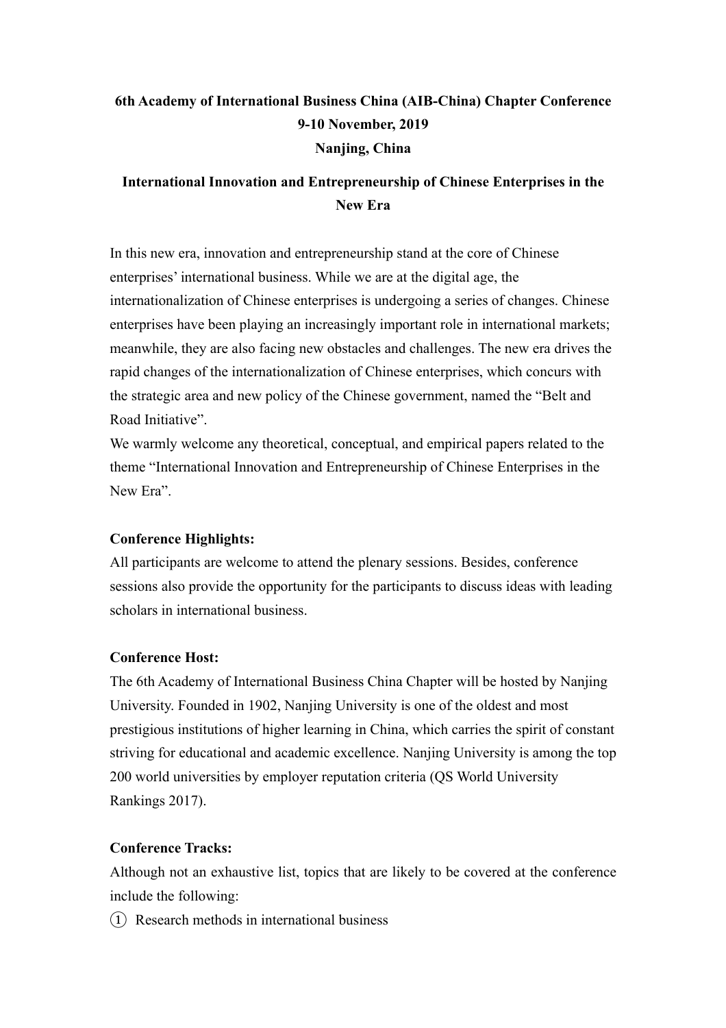# 6th Academy of International Business China (AIB-China) Chapter Conference

**9-10 November, 2019**

**Nanjing, China**

## International Innovation and Entrepreneurship of Chinese Enterprises in the New Era

In this new era, innovation and entrepreneurship stand at the core of Chinese enterprises' international business. While we are at the digital age, the internationalization of Chinese enterprises is undergoing a series of changes. Chinese enterprises have been playing an increasingly important role in international markets; meanwhile, they are also facing new obstacles and challenges. The new era drives the rapid changes of the internationalization of Chinese enterprises, which concurs with the strategic area and new policy of the Chinese government, named the "Belt and Road Initiative".

We warmly welcome any theoretical, conceptual, and empirical papers related to the theme "International Innovation and Entrepreneurship of Chinese Enterprises in the New Era".

**Conference Highlights:**

All participants are welcome to attend the plenary sessions. Besides, conference sessions also provide the opportunity for the participants to discuss ideas with leading scholars in international business.

**Conference Host:**

The 6th Academy of International Business China Chapter will be hosted by Nanjing University. Founded in 1902, Nanjing University is one of the oldest and most prestigious institutions of higher learning in China, which carries the spirit of constant striving for educational and academic excellence. Nanjing University is among the top 200 world universities by employer reputation criteria (QS World University Rankings 2017).

**Conference Tracks:**

Although not an exhaustive list, topics that are likely to be covered at the conference include the following:

① Research methods in international business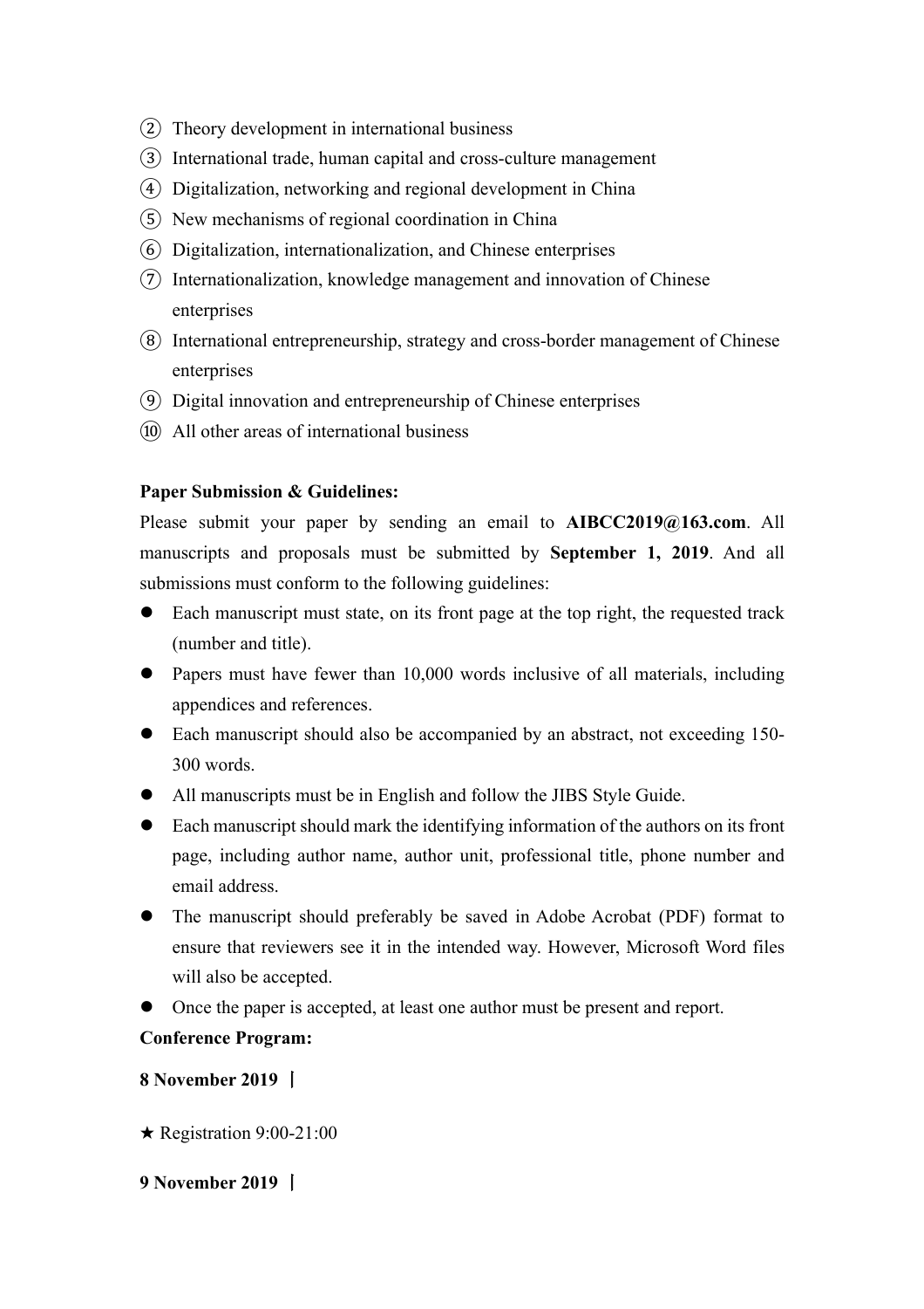② Theory development in international business
③ International trade, human capital and cross-culture management
④ Digitalization, networking and regional development in China
⑤ New mechanisms of regional coordination in China
⑥ Digitalization, internationalization, and Chinese enterprises
⑦ Internationalization, knowledge management and innovation of Chinese enterprises
⑧ International entrepreneurship, strategy and cross-border management of Chinese enterprises
⑨ Digital innovation and entrepreneurship of Chinese enterprises
⑩ All other areas of international business

**Paper Submission & Guidelines:**

Please submit your paper by sending an email to **AIBCC2019@163.com**. All manuscripts and proposals must be submitted by **September 1, 2019**. And all submissions must conform to the following guidelines:

- Each manuscript must state, on its front page at the top right, the requested track (number and title).
- Papers must have fewer than 10,000 words inclusive of all materials, including appendices and references.
- Each manuscript should also be accompanied by an abstract, not exceeding 150-300 words.
- All manuscripts must be in English and follow the JIBS Style Guide.
- Each manuscript should mark the identifying information of the authors on its front page, including author name, author unit, professional title, phone number and email address.
- The manuscript should preferably be saved in Adobe Acrobat (PDF) format to ensure that reviewers see it in the intended way. However, Microsoft Word files will also be accepted.
- Once the paper is accepted, at least one author must be present and report.

**Conference Program:**

**8 November 2019 丨**

★ Registration 9:00-21:00

**9 November 2019 丨**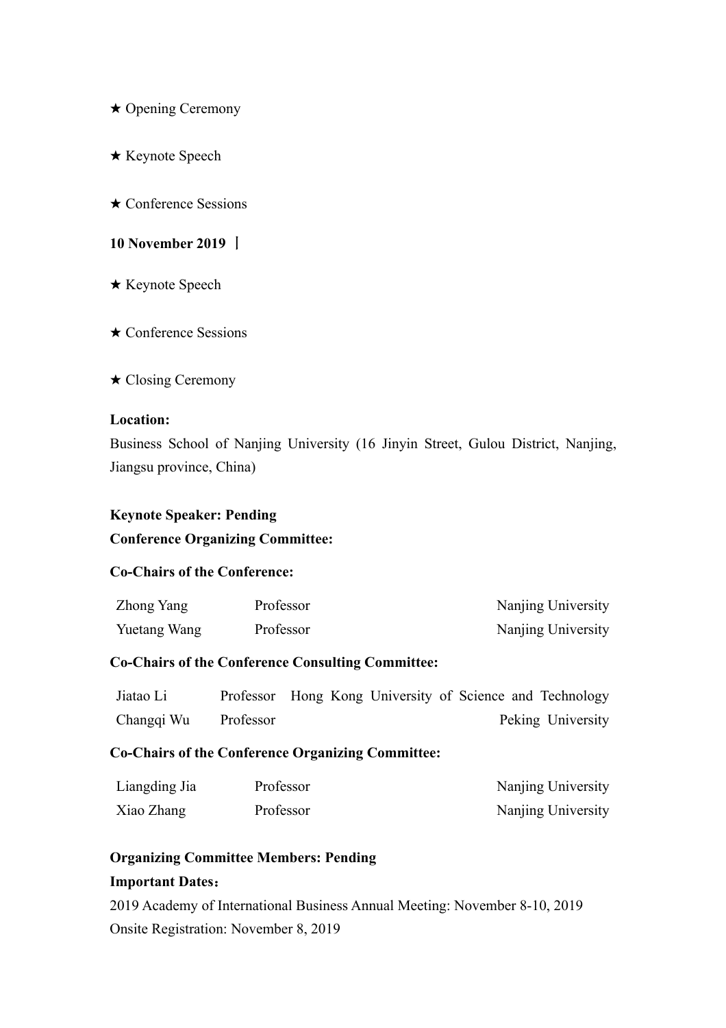★ Opening Ceremony

★ Keynote Speech

★ Conference Sessions

**10 November 2019 |**

★ Keynote Speech

★ Conference Sessions

★ Closing Ceremony

**Location:**
Business School of Nanjing University (16 Jinyin Street, Gulou District, Nanjing, Jiangsu province, China)

**Keynote Speaker: Pending**

**Conference Organizing Committee:**

**Co-Chairs of the Conference:**

| | | |
|---|---|---|
| Zhong Yang | Professor | Nanjing University |
| Yuetang Wang | Professor | Nanjing University |

**Co-Chairs of the Conference Consulting Committee:**

| | | |
|---|---|---|
| Jiatao Li | Professor | Hong Kong University of Science and Technology |
| Changqi Wu | Professor | Peking University |

**Co-Chairs of the Conference Organizing Committee:**

| | | |
|---|---|---|
| Liangding Jia | Professor | Nanjing University |
| Xiao Zhang | Professor | Nanjing University |

**Organizing Committee Members: Pending**

**Important Dates：**
2019 Academy of International Business Annual Meeting: November 8-10, 2019
Onsite Registration: November 8, 2019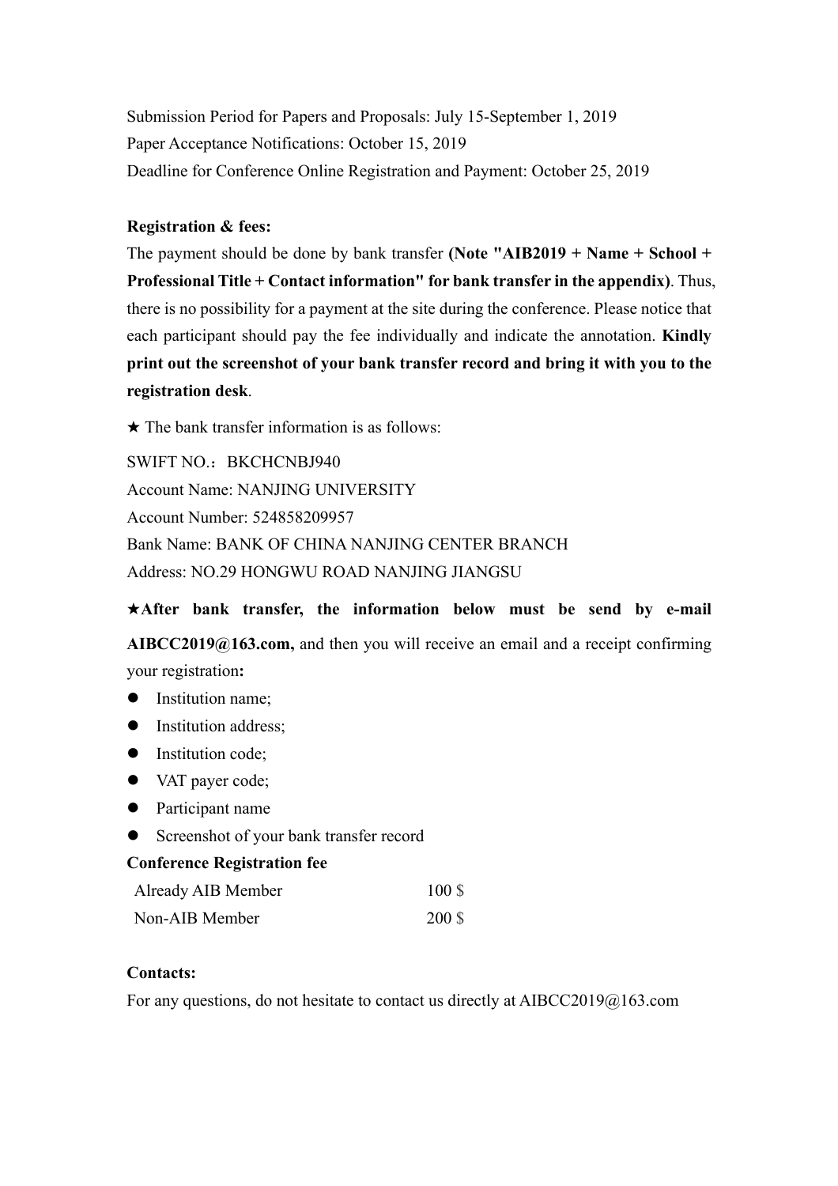Submission Period for Papers and Proposals: July 15-September 1, 2019

Paper Acceptance Notifications: October 15, 2019

Deadline for Conference Online Registration and Payment: October 25, 2019

**Registration & fees:**

The payment should be done by bank transfer **(Note "AIB2019 + Name + School + Professional Title + Contact information" for bank transfer in the appendix)**. Thus, there is no possibility for a payment at the site during the conference. Please notice that each participant should pay the fee individually and indicate the annotation. **Kindly print out the screenshot of your bank transfer record and bring it with you to the registration desk**.

★ The bank transfer information is as follows:

SWIFT NO.：BKCHCNBJ940

Account Name: NANJING UNIVERSITY

Account Number: 524858209957

Bank Name: BANK OF CHINA NANJING CENTER BRANCH

Address: NO.29 HONGWU ROAD NANJING JIANGSU

**★After bank transfer, the information below must be send by e-mail AIBCC2019@163.com,** and then you will receive an email and a receipt confirming your registration**:**

- Institution name;
- Institution address;
- Institution code;
- VAT payer code;
- Participant name
- Screenshot of your bank transfer record

**Conference Registration fee**

| | |
|---|---|
| Already AIB Member | 100 $ |
| Non-AIB Member | 200 $ |

**Contacts:**

For any questions, do not hesitate to contact us directly at AIBCC2019@163.com